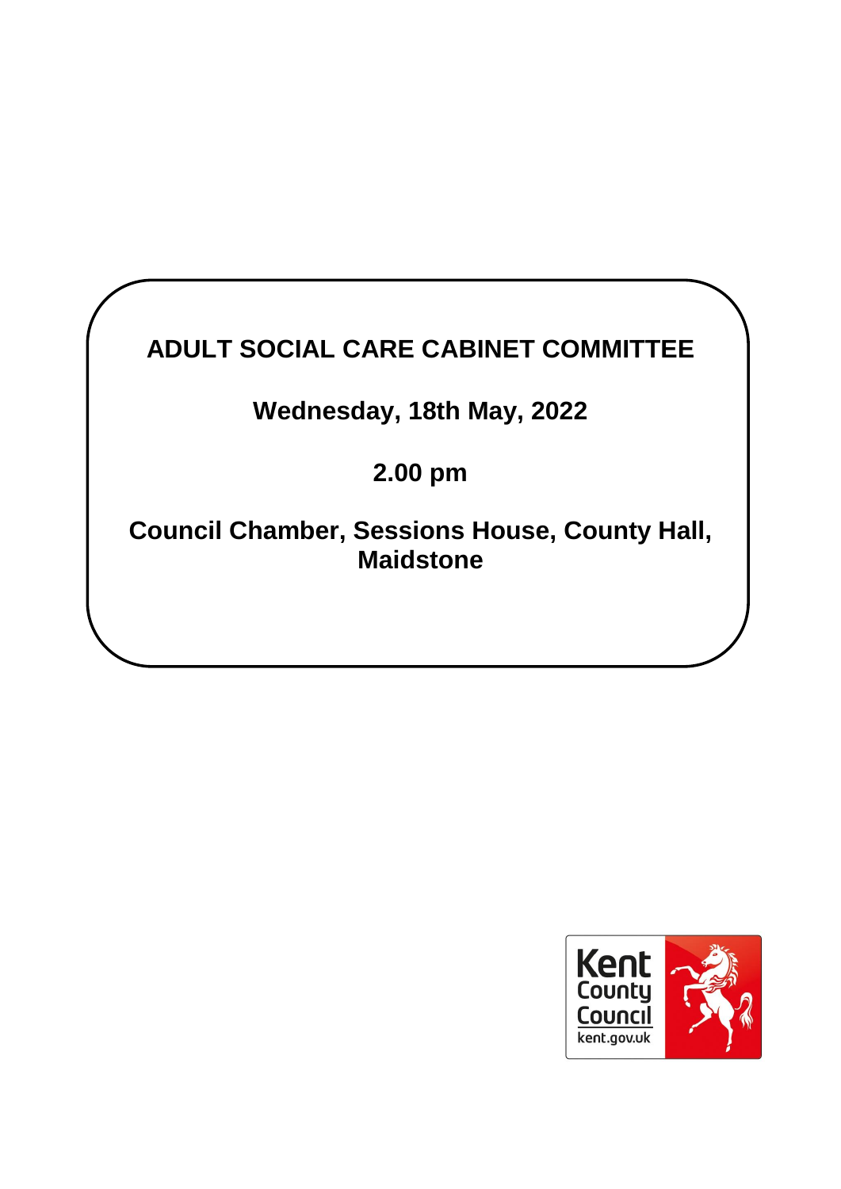# ADULT SOCIAL CARE CABINET COMMITTEE

**Wednesday, 18th May, 2022**

**2.00 pm**

**Council Chamber, Sessions House, County Hall, Maidstone**

Kent County Council
kent.gov.uk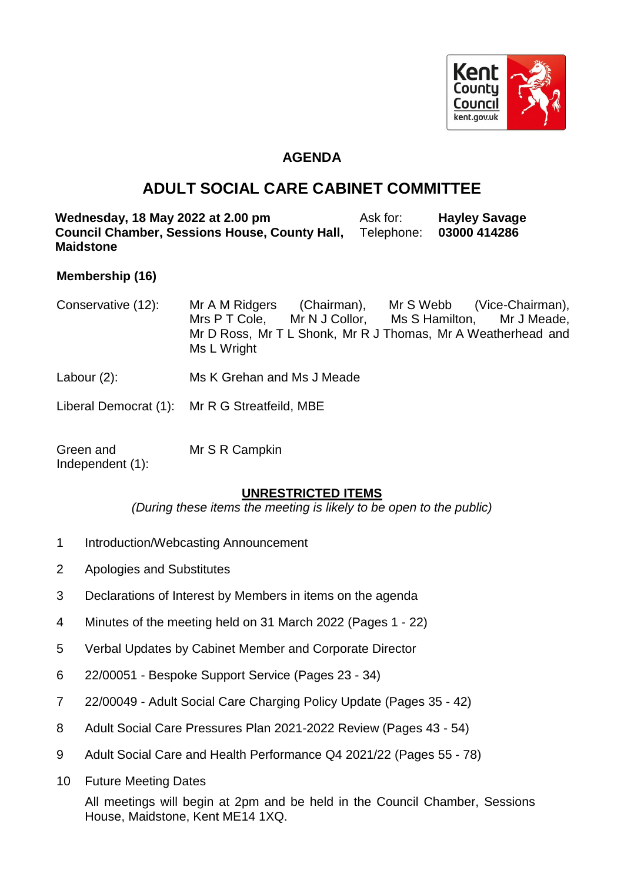# AGENDA

## ADULT SOCIAL CARE CABINET COMMITTEE

| | |
|---|---|
| **Wednesday, 18 May 2022 at 2.00 pm** | Ask for: **Hayley Savage** |
| **Council Chamber, Sessions House, County Hall, Maidstone** | Telephone: **03000 414286** |

**Membership (16)**

| | |
|---|---|
| Conservative (12): | Mr A M Ridgers (Chairman), Mr S Webb (Vice-Chairman), Mrs P T Cole, Mr N J Collor, Ms S Hamilton, Mr J Meade, Mr D Ross, Mr T L Shonk, Mr R J Thomas, Mr A Weatherhead and Ms L Wright |
| Labour (2): | Ms K Grehan and Ms J Meade |
| Liberal Democrat (1): | Mr R G Streatfeild, MBE |
| Green and Independent (1): | Mr S R Campkin |

**UNRESTRICTED ITEMS**

*(During these items the meeting is likely to be open to the public)*

1. Introduction/Webcasting Announcement
2. Apologies and Substitutes
3. Declarations of Interest by Members in items on the agenda
4. Minutes of the meeting held on 31 March 2022 (Pages 1 - 22)
5. Verbal Updates by Cabinet Member and Corporate Director
6. 22/00051 - Bespoke Support Service (Pages 23 - 34)
7. 22/00049 - Adult Social Care Charging Policy Update (Pages 35 - 42)
8. Adult Social Care Pressures Plan 2021-2022 Review (Pages 43 - 54)
9. Adult Social Care and Health Performance Q4 2021/22 (Pages 55 - 78)
10. Future Meeting Dates

    All meetings will begin at 2pm and be held in the Council Chamber, Sessions House, Maidstone, Kent ME14 1XQ.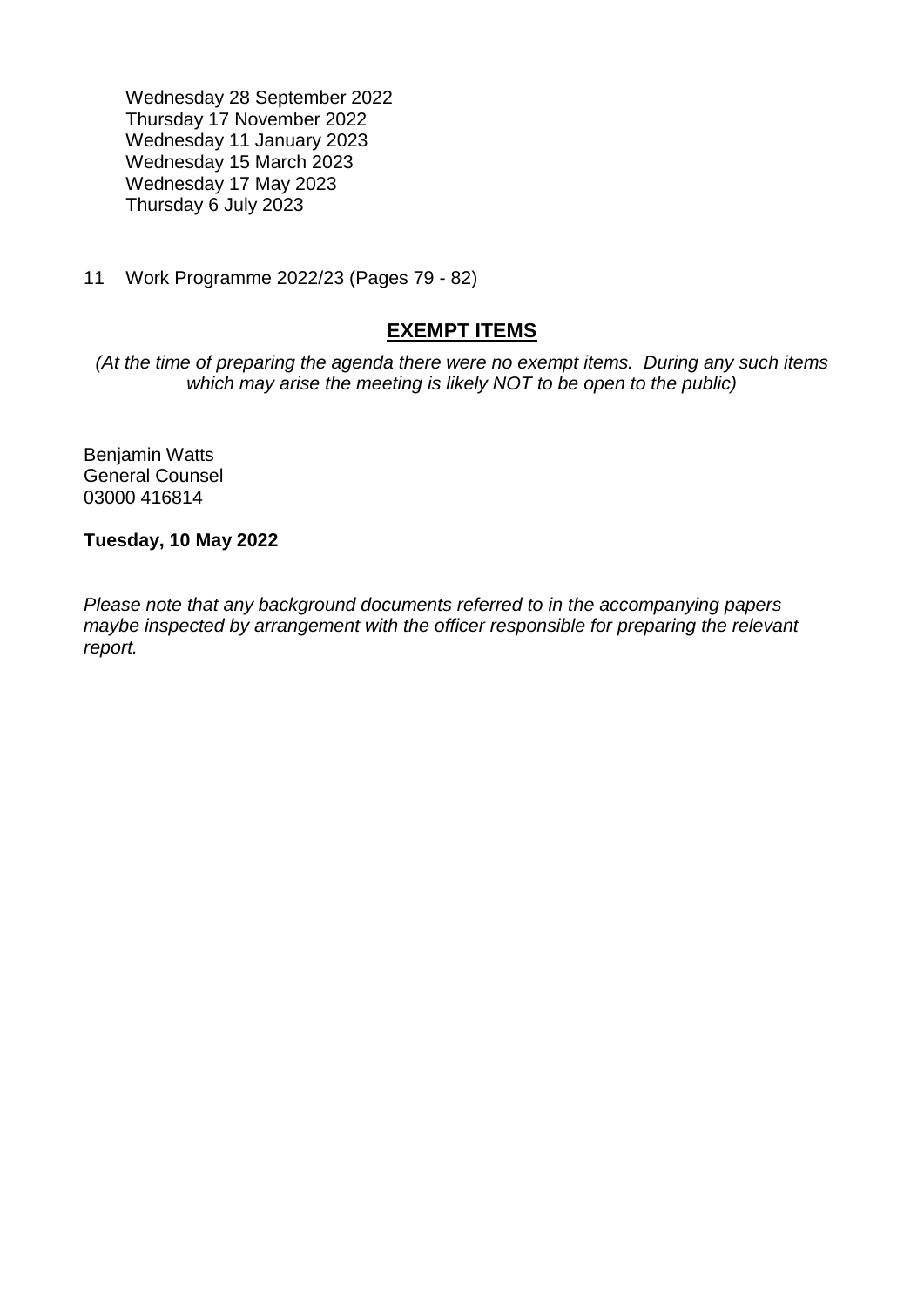Wednesday 28 September 2022
Thursday 17 November 2022
Wednesday 11 January 2023
Wednesday 15 March 2023
Wednesday 17 May 2023
Thursday 6 July 2023

11 Work Programme 2022/23 (Pages 79 - 82)

## EXEMPT ITEMS

*(At the time of preparing the agenda there were no exempt items. During any such items which may arise the meeting is likely NOT to be open to the public)*

Benjamin Watts
General Counsel
03000 416814

**Tuesday, 10 May 2022**

*Please note that any background documents referred to in the accompanying papers maybe inspected by arrangement with the officer responsible for preparing the relevant report.*